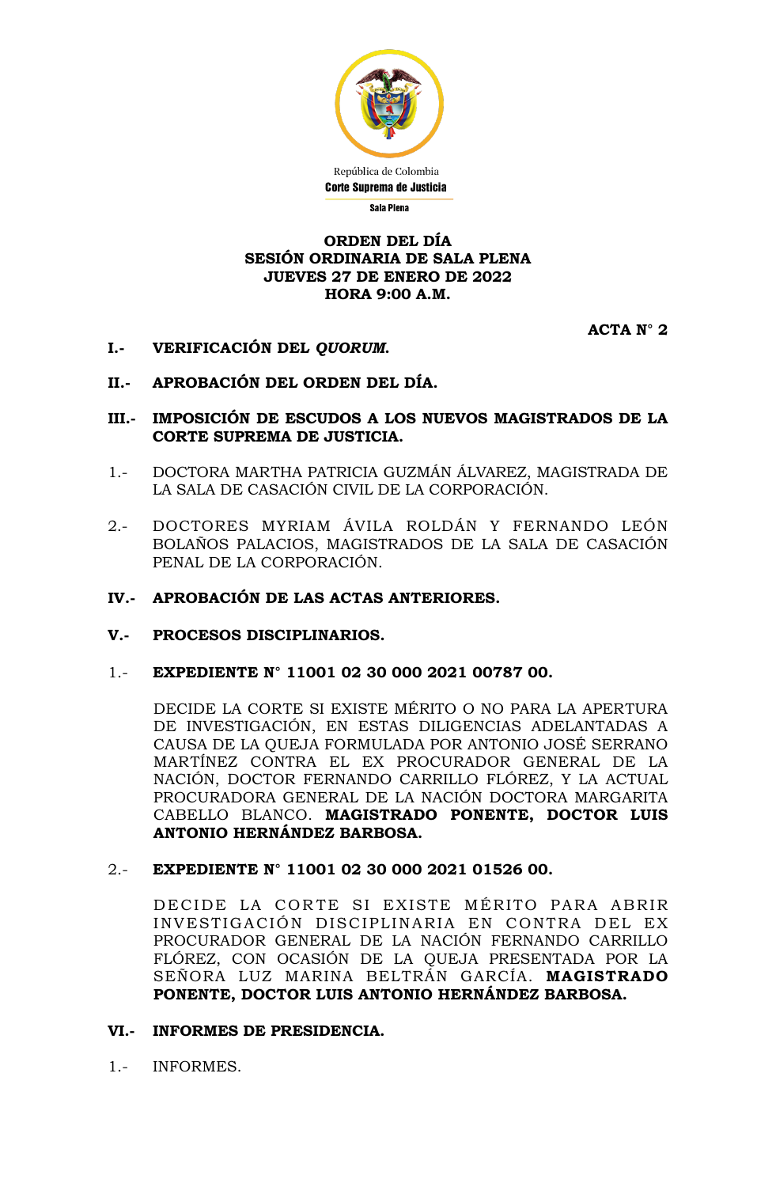República de Colombia
**Corte Suprema de Justicia**
**Sala Plena**

**ORDEN DEL DÍA**
**SESIÓN ORDINARIA DE SALA PLENA**
**JUEVES 27 DE ENERO DE 2022**
**HORA 9:00 A.M.**

**ACTA N° 2**

**I.- VERIFICACIÓN DEL *QUORUM*.**

**II.- APROBACIÓN DEL ORDEN DEL DÍA.**

**III.- IMPOSICIÓN DE ESCUDOS A LOS NUEVOS MAGISTRADOS DE LA CORTE SUPREMA DE JUSTICIA.**

1.- DOCTORA MARTHA PATRICIA GUZMÁN ÁLVAREZ, MAGISTRADA DE LA SALA DE CASACIÓN CIVIL DE LA CORPORACIÓN.

2.- DOCTORES MYRIAM ÁVILA ROLDÁN Y FERNANDO LEÓN BOLAÑOS PALACIOS, MAGISTRADOS DE LA SALA DE CASACIÓN PENAL DE LA CORPORACIÓN.

**IV.- APROBACIÓN DE LAS ACTAS ANTERIORES.**

**V.- PROCESOS DISCIPLINARIOS.**

1.- **EXPEDIENTE N° 11001 02 30 000 2021 00787 00.**

DECIDE LA CORTE SI EXISTE MÉRITO O NO PARA LA APERTURA DE INVESTIGACIÓN, EN ESTAS DILIGENCIAS ADELANTADAS A CAUSA DE LA QUEJA FORMULADA POR ANTONIO JOSÉ SERRANO MARTÍNEZ CONTRA EL EX PROCURADOR GENERAL DE LA NACIÓN, DOCTOR FERNANDO CARRILLO FLÓREZ, Y LA ACTUAL PROCURADORA GENERAL DE LA NACIÓN DOCTORA MARGARITA CABELLO BLANCO. **MAGISTRADO PONENTE, DOCTOR LUIS ANTONIO HERNÁNDEZ BARBOSA.**

2.- **EXPEDIENTE N° 11001 02 30 000 2021 01526 00.**

DECIDE LA CORTE SI EXISTE MÉRITO PARA ABRIR INVESTIGACIÓN DISCIPLINARIA EN CONTRA DEL EX PROCURADOR GENERAL DE LA NACIÓN FERNANDO CARRILLO FLÓREZ, CON OCASIÓN DE LA QUEJA PRESENTADA POR LA SEÑORA LUZ MARINA BELTRÁN GARCÍA. **MAGISTRADO PONENTE, DOCTOR LUIS ANTONIO HERNÁNDEZ BARBOSA.**

**VI.- INFORMES DE PRESIDENCIA.**

1.- INFORMES.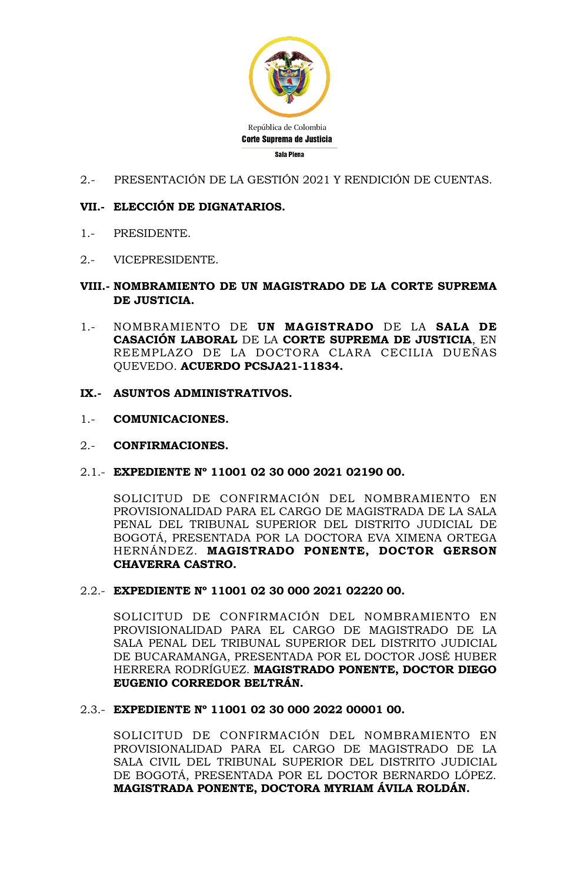2.- PRESENTACIÓN DE LA GESTIÓN 2021 Y RENDICIÓN DE CUENTAS.

**VII.- ELECCIÓN DE DIGNATARIOS.**

1.- PRESIDENTE.

2.- VICEPRESIDENTE.

**VIII.- NOMBRAMIENTO DE UN MAGISTRADO DE LA CORTE SUPREMA DE JUSTICIA.**

1.- NOMBRAMIENTO DE **UN MAGISTRADO** DE LA **SALA DE CASACIÓN LABORAL** DE LA **CORTE SUPREMA DE JUSTICIA**, EN REEMPLAZO DE LA DOCTORA CLARA CECILIA DUEÑAS QUEVEDO. **ACUERDO PCSJA21-11834.**

**IX.- ASUNTOS ADMINISTRATIVOS.**

1.- **COMUNICACIONES.**

2.- **CONFIRMACIONES.**

2.1.- **EXPEDIENTE Nº 11001 02 30 000 2021 02190 00.**

SOLICITUD DE CONFIRMACIÓN DEL NOMBRAMIENTO EN PROVISIONALIDAD PARA EL CARGO DE MAGISTRADA DE LA SALA PENAL DEL TRIBUNAL SUPERIOR DEL DISTRITO JUDICIAL DE BOGOTÁ, PRESENTADA POR LA DOCTORA EVA XIMENA ORTEGA HERNÁNDEZ. **MAGISTRADO PONENTE, DOCTOR GERSON CHAVERRA CASTRO.**

2.2.- **EXPEDIENTE Nº 11001 02 30 000 2021 02220 00.**

SOLICITUD DE CONFIRMACIÓN DEL NOMBRAMIENTO EN PROVISIONALIDAD PARA EL CARGO DE MAGISTRADO DE LA SALA PENAL DEL TRIBUNAL SUPERIOR DEL DISTRITO JUDICIAL DE BUCARAMANGA, PRESENTADA POR EL DOCTOR JOSÉ HUBER HERRERA RODRÍGUEZ. **MAGISTRADO PONENTE, DOCTOR DIEGO EUGENIO CORREDOR BELTRÁN.**

2.3.- **EXPEDIENTE Nº 11001 02 30 000 2022 00001 00.**

SOLICITUD DE CONFIRMACIÓN DEL NOMBRAMIENTO EN PROVISIONALIDAD PARA EL CARGO DE MAGISTRADO DE LA SALA CIVIL DEL TRIBUNAL SUPERIOR DEL DISTRITO JUDICIAL DE BOGOTÁ, PRESENTADA POR EL DOCTOR BERNARDO LÓPEZ. **MAGISTRADA PONENTE, DOCTORA MYRIAM ÁVILA ROLDÁN.**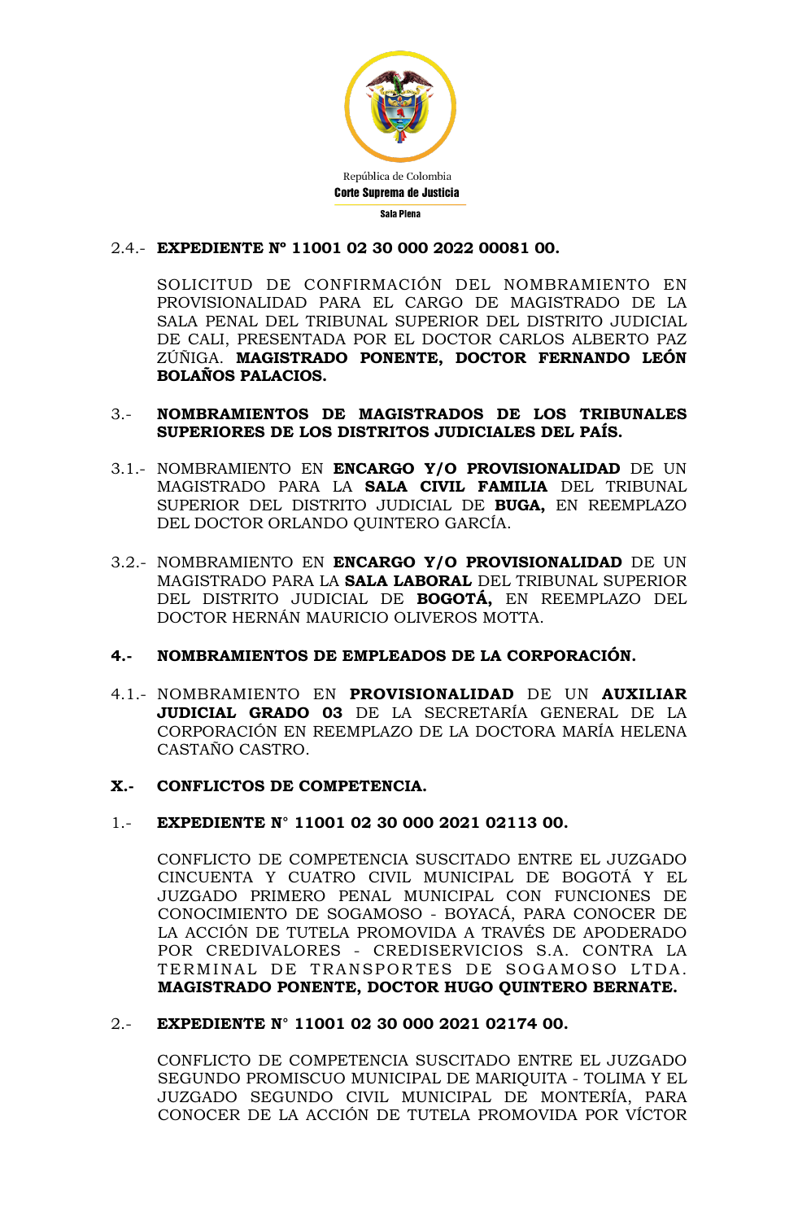2.4.- **EXPEDIENTE Nº 11001 02 30 000 2022 00081 00.**

SOLICITUD DE CONFIRMACIÓN DEL NOMBRAMIENTO EN PROVISIONALIDAD PARA EL CARGO DE MAGISTRADO DE LA SALA PENAL DEL TRIBUNAL SUPERIOR DEL DISTRITO JUDICIAL DE CALI, PRESENTADA POR EL DOCTOR CARLOS ALBERTO PAZ ZÚÑIGA. **MAGISTRADO PONENTE, DOCTOR FERNANDO LEÓN BOLAÑOS PALACIOS.**

3.- **NOMBRAMIENTOS DE MAGISTRADOS DE LOS TRIBUNALES SUPERIORES DE LOS DISTRITOS JUDICIALES DEL PAÍS.**

3.1.- NOMBRAMIENTO EN **ENCARGO Y/O PROVISIONALIDAD** DE UN MAGISTRADO PARA LA **SALA CIVIL FAMILIA** DEL TRIBUNAL SUPERIOR DEL DISTRITO JUDICIAL DE **BUGA,** EN REEMPLAZO DEL DOCTOR ORLANDO QUINTERO GARCÍA.

3.2.- NOMBRAMIENTO EN **ENCARGO Y/O PROVISIONALIDAD** DE UN MAGISTRADO PARA LA **SALA LABORAL** DEL TRIBUNAL SUPERIOR DEL DISTRITO JUDICIAL DE **BOGOTÁ,** EN REEMPLAZO DEL DOCTOR HERNÁN MAURICIO OLIVEROS MOTTA.

**4.- NOMBRAMIENTOS DE EMPLEADOS DE LA CORPORACIÓN.**

4.1.- NOMBRAMIENTO EN **PROVISIONALIDAD** DE UN **AUXILIAR JUDICIAL GRADO 03** DE LA SECRETARÍA GENERAL DE LA CORPORACIÓN EN REEMPLAZO DE LA DOCTORA MARÍA HELENA CASTAÑO CASTRO.

## X.- CONFLICTOS DE COMPETENCIA.

1.- **EXPEDIENTE N° 11001 02 30 000 2021 02113 00.**

CONFLICTO DE COMPETENCIA SUSCITADO ENTRE EL JUZGADO CINCUENTA Y CUATRO CIVIL MUNICIPAL DE BOGOTÁ Y EL JUZGADO PRIMERO PENAL MUNICIPAL CON FUNCIONES DE CONOCIMIENTO DE SOGAMOSO - BOYACÁ, PARA CONOCER DE LA ACCIÓN DE TUTELA PROMOVIDA A TRAVÉS DE APODERADO POR CREDIVALORES - CREDISERVICIOS S.A. CONTRA LA TERMINAL DE TRANSPORTES DE SOGAMOSO LTDA. **MAGISTRADO PONENTE, DOCTOR HUGO QUINTERO BERNATE.**

2.- **EXPEDIENTE N° 11001 02 30 000 2021 02174 00.**

CONFLICTO DE COMPETENCIA SUSCITADO ENTRE EL JUZGADO SEGUNDO PROMISCUO MUNICIPAL DE MARIQUITA - TOLIMA Y EL JUZGADO SEGUNDO CIVIL MUNICIPAL DE MONTERÍA, PARA CONOCER DE LA ACCIÓN DE TUTELA PROMOVIDA POR VÍCTOR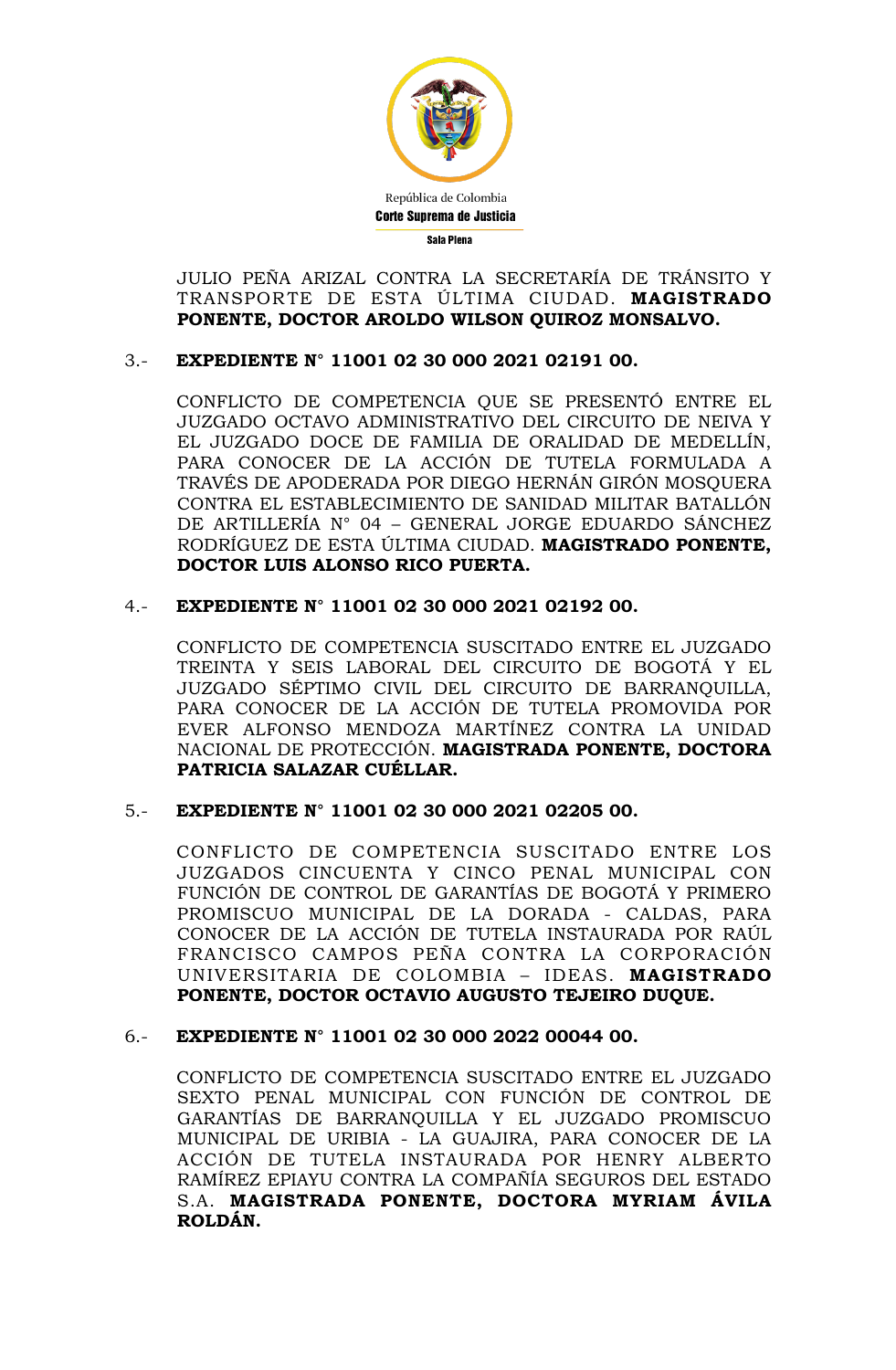JULIO PEÑA ARIZAL CONTRA LA SECRETARÍA DE TRÁNSITO Y TRANSPORTE DE ESTA ÚLTIMA CIUDAD. **MAGISTRADO PONENTE, DOCTOR AROLDO WILSON QUIROZ MONSALVO.**

3.- **EXPEDIENTE N° 11001 02 30 000 2021 02191 00.**

CONFLICTO DE COMPETENCIA QUE SE PRESENTÓ ENTRE EL JUZGADO OCTAVO ADMINISTRATIVO DEL CIRCUITO DE NEIVA Y EL JUZGADO DOCE DE FAMILIA DE ORALIDAD DE MEDELLÍN, PARA CONOCER DE LA ACCIÓN DE TUTELA FORMULADA A TRAVÉS DE APODERADA POR DIEGO HERNÁN GIRÓN MOSQUERA CONTRA EL ESTABLECIMIENTO DE SANIDAD MILITAR BATALLÓN DE ARTILLERÍA N° 04 – GENERAL JORGE EDUARDO SÁNCHEZ RODRÍGUEZ DE ESTA ÚLTIMA CIUDAD. **MAGISTRADO PONENTE, DOCTOR LUIS ALONSO RICO PUERTA.**

4.- **EXPEDIENTE N° 11001 02 30 000 2021 02192 00.**

CONFLICTO DE COMPETENCIA SUSCITADO ENTRE EL JUZGADO TREINTA Y SEIS LABORAL DEL CIRCUITO DE BOGOTÁ Y EL JUZGADO SÉPTIMO CIVIL DEL CIRCUITO DE BARRANQUILLA, PARA CONOCER DE LA ACCIÓN DE TUTELA PROMOVIDA POR EVER ALFONSO MENDOZA MARTÍNEZ CONTRA LA UNIDAD NACIONAL DE PROTECCIÓN. **MAGISTRADA PONENTE, DOCTORA PATRICIA SALAZAR CUÉLLAR.**

5.- **EXPEDIENTE N° 11001 02 30 000 2021 02205 00.**

CONFLICTO DE COMPETENCIA SUSCITADO ENTRE LOS JUZGADOS CINCUENTA Y CINCO PENAL MUNICIPAL CON FUNCIÓN DE CONTROL DE GARANTÍAS DE BOGOTÁ Y PRIMERO PROMISCUO MUNICIPAL DE LA DORADA - CALDAS, PARA CONOCER DE LA ACCIÓN DE TUTELA INSTAURADA POR RAÚL FRANCISCO CAMPOS PEÑA CONTRA LA CORPORACIÓN UNIVERSITARIA DE COLOMBIA – IDEAS. **MAGISTRADO PONENTE, DOCTOR OCTAVIO AUGUSTO TEJEIRO DUQUE.**

6.- **EXPEDIENTE N° 11001 02 30 000 2022 00044 00.**

CONFLICTO DE COMPETENCIA SUSCITADO ENTRE EL JUZGADO SEXTO PENAL MUNICIPAL CON FUNCIÓN DE CONTROL DE GARANTÍAS DE BARRANQUILLA Y EL JUZGADO PROMISCUO MUNICIPAL DE URIBIA - LA GUAJIRA, PARA CONOCER DE LA ACCIÓN DE TUTELA INSTAURADA POR HENRY ALBERTO RAMÍREZ EPIAYU CONTRA LA COMPAÑÍA SEGUROS DEL ESTADO S.A. **MAGISTRADA PONENTE, DOCTORA MYRIAM ÁVILA ROLDÁN.**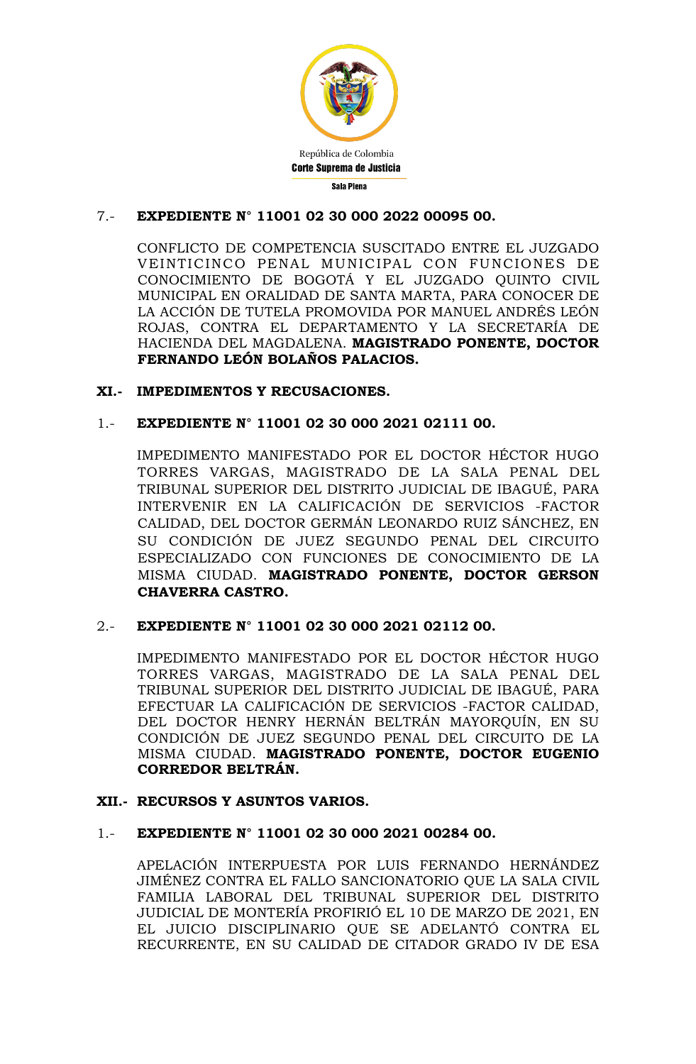7.- **EXPEDIENTE N° 11001 02 30 000 2022 00095 00.**

CONFLICTO DE COMPETENCIA SUSCITADO ENTRE EL JUZGADO VEINTICINCO PENAL MUNICIPAL CON FUNCIONES DE CONOCIMIENTO DE BOGOTÁ Y EL JUZGADO QUINTO CIVIL MUNICIPAL EN ORALIDAD DE SANTA MARTA, PARA CONOCER DE LA ACCIÓN DE TUTELA PROMOVIDA POR MANUEL ANDRÉS LEÓN ROJAS, CONTRA EL DEPARTAMENTO Y LA SECRETARÍA DE HACIENDA DEL MAGDALENA. **MAGISTRADO PONENTE, DOCTOR FERNANDO LEÓN BOLAÑOS PALACIOS.**

## XI.- IMPEDIMENTOS Y RECUSACIONES.

1.- **EXPEDIENTE N° 11001 02 30 000 2021 02111 00.**

IMPEDIMENTO MANIFESTADO POR EL DOCTOR HÉCTOR HUGO TORRES VARGAS, MAGISTRADO DE LA SALA PENAL DEL TRIBUNAL SUPERIOR DEL DISTRITO JUDICIAL DE IBAGUÉ, PARA INTERVENIR EN LA CALIFICACIÓN DE SERVICIOS -FACTOR CALIDAD, DEL DOCTOR GERMÁN LEONARDO RUIZ SÁNCHEZ, EN SU CONDICIÓN DE JUEZ SEGUNDO PENAL DEL CIRCUITO ESPECIALIZADO CON FUNCIONES DE CONOCIMIENTO DE LA MISMA CIUDAD. **MAGISTRADO PONENTE, DOCTOR GERSON CHAVERRA CASTRO.**

2.- **EXPEDIENTE N° 11001 02 30 000 2021 02112 00.**

IMPEDIMENTO MANIFESTADO POR EL DOCTOR HÉCTOR HUGO TORRES VARGAS, MAGISTRADO DE LA SALA PENAL DEL TRIBUNAL SUPERIOR DEL DISTRITO JUDICIAL DE IBAGUÉ, PARA EFECTUAR LA CALIFICACIÓN DE SERVICIOS -FACTOR CALIDAD, DEL DOCTOR HENRY HERNÁN BELTRÁN MAYORQUÍN, EN SU CONDICIÓN DE JUEZ SEGUNDO PENAL DEL CIRCUITO DE LA MISMA CIUDAD. **MAGISTRADO PONENTE, DOCTOR EUGENIO CORREDOR BELTRÁN.**

## XII.- RECURSOS Y ASUNTOS VARIOS.

1.- **EXPEDIENTE N° 11001 02 30 000 2021 00284 00.**

APELACIÓN INTERPUESTA POR LUIS FERNANDO HERNÁNDEZ JIMÉNEZ CONTRA EL FALLO SANCIONATORIO QUE LA SALA CIVIL FAMILIA LABORAL DEL TRIBUNAL SUPERIOR DEL DISTRITO JUDICIAL DE MONTERÍA PROFIRIÓ EL 10 DE MARZO DE 2021, EN EL JUICIO DISCIPLINARIO QUE SE ADELANTÓ CONTRA EL RECURRENTE, EN SU CALIDAD DE CITADOR GRADO IV DE ESA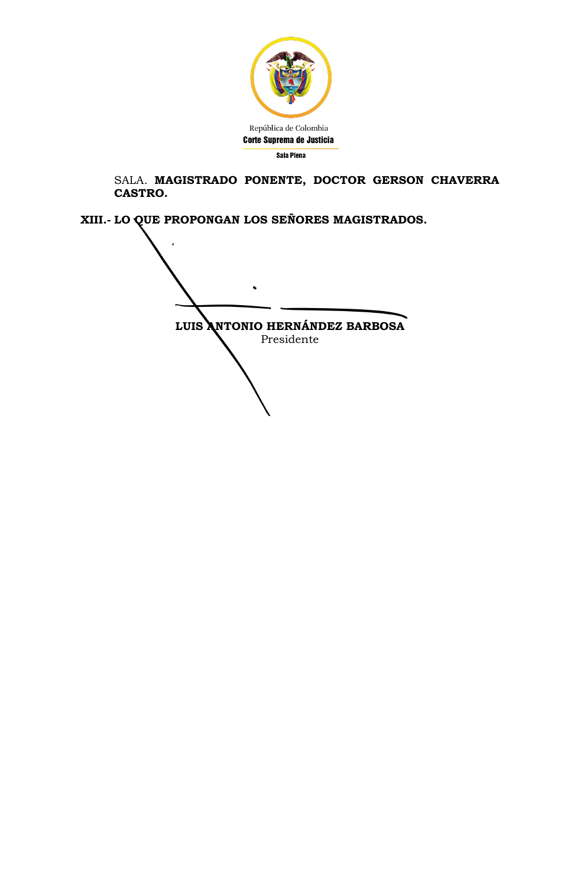SALA. **MAGISTRADO PONENTE, DOCTOR GERSON CHAVERRA CASTRO.**

**XIII.- LO QUE PROPONGAN LOS SEÑORES MAGISTRADOS.**

**LUIS ANTONIO HERNÁNDEZ BARBOSA**
Presidente